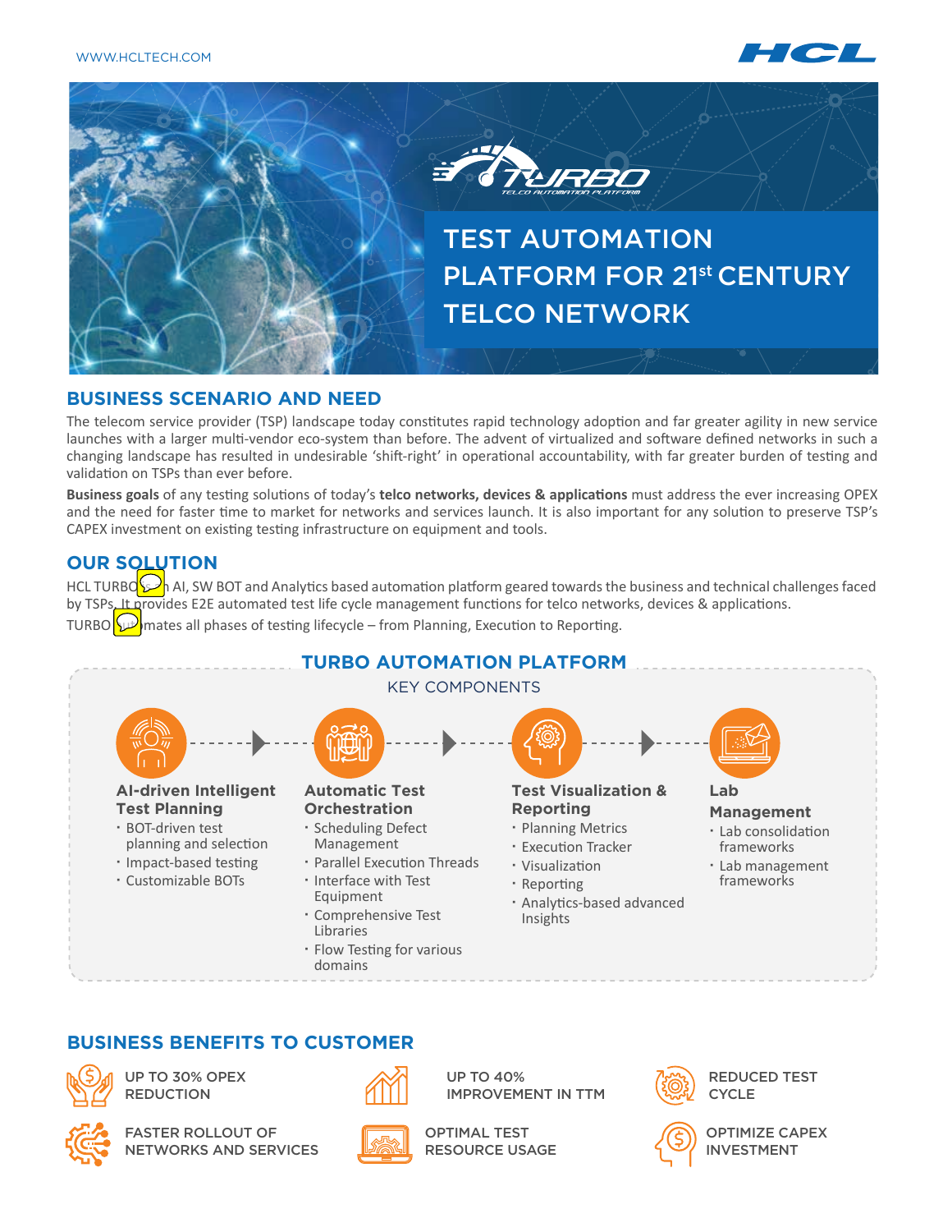WWW.HCLTECH.COM

TURBO
TELCO AUTOMATION PLATFORM

# TEST AUTOMATION PLATFORM FOR 21st CENTURY TELCO NETWORK

## BUSINESS SCENARIO AND NEED

The telecom service provider (TSP) landscape today constitutes rapid technology adoption and far greater agility in new service launches with a larger multi-vendor eco-system than before. The advent of virtualized and software defined networks in such a changing landscape has resulted in undesirable 'shift-right' in operational accountability, with far greater burden of testing and validation on TSPs than ever before.

**Business goals** of any testing solutions of today's **telco networks, devices & applications** must address the ever increasing OPEX and the need for faster time to market for networks and services launch. It is also important for any solution to preserve TSP's CAPEX investment on existing testing infrastructure on equipment and tools.

## OUR SOLUTION

HCL TURBO is an AI, SW BOT and Analytics based automation platform geared towards the business and technical challenges faced by TSPs. It provides E2E automated test life cycle management functions for telco networks, devices & applications.

TURBO automates all phases of testing lifecycle – from Planning, Execution to Reporting.

## TURBO AUTOMATION PLATFORM

KEY COMPONENTS

### AI-driven Intelligent Test Planning

- BOT-driven test planning and selection
- Impact-based testing
- Customizable BOTs

### Automatic Test Orchestration

- Scheduling Defect Management
- Parallel Execution Threads
- Interface with Test Equipment
- Comprehensive Test Libraries
- Flow Testing for various domains

### Test Visualization & Reporting

- Planning Metrics
- Execution Tracker
- Visualization
- Reporting
- Analytics-based advanced Insights

### Lab Management

- Lab consolidation frameworks
- Lab management frameworks

## BUSINESS BENEFITS TO CUSTOMER

- UP TO 30% OPEX REDUCTION
- UP TO 40% IMPROVEMENT IN TTM
- REDUCED TEST CYCLE
- FASTER ROLLOUT OF NETWORKS AND SERVICES
- OPTIMAL TEST RESOURCE USAGE
- OPTIMIZE CAPEX INVESTMENT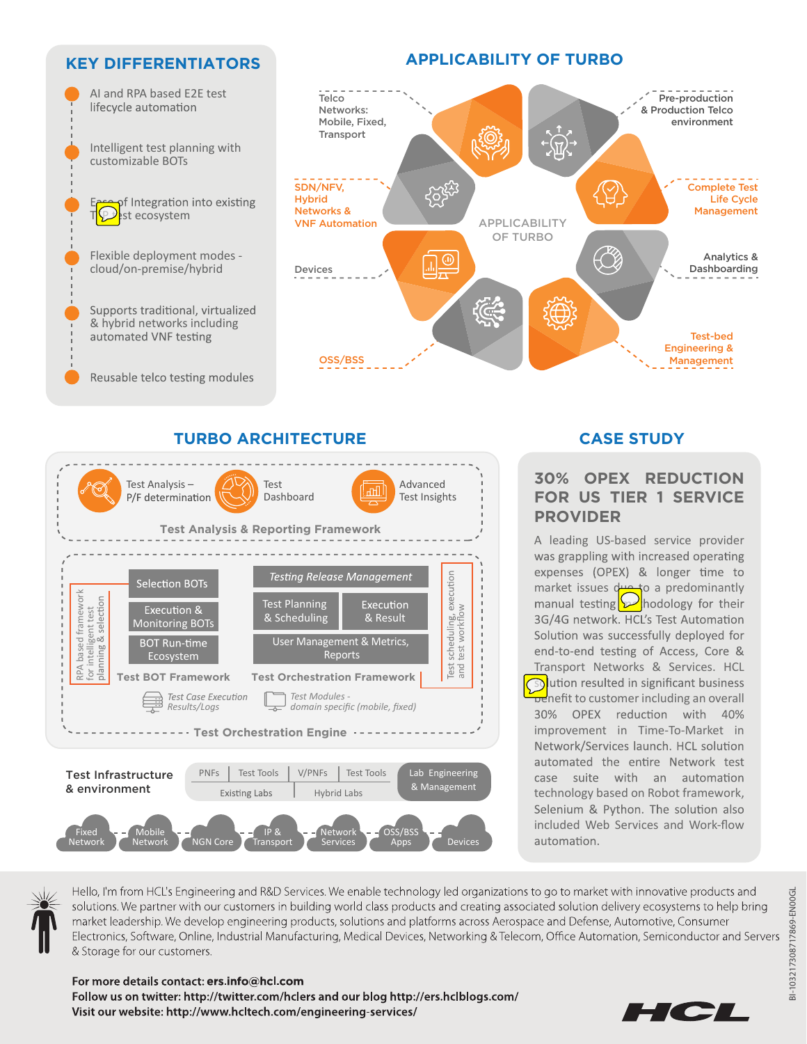## KEY DIFFERENTIATORS

- AI and RPA based E2E test lifecycle automation
- Intelligent test planning with customizable BOTs
- Ease of Integration into existing Test ecosystem
- Flexible deployment modes - cloud/on-premise/hybrid
- Supports traditional, virtualized & hybrid networks including automated VNF testing
- Reusable telco testing modules

## APPLICABILITY OF TURBO

APPLICABILITY OF TURBO

Telco Networks: Mobile, Fixed, Transport

Pre-production & Production Telco environment

SDN/NFV, Hybrid Networks & VNF Automation

Complete Test Life Cycle Management

Devices

Analytics & Dashboarding

OSS/BSS

Test-bed Engineering & Management

## TURBO ARCHITECTURE

Test Analysis – P/F determination

Test Dashboard

Advanced Test Insights

Test Analysis & Reporting Framework

RPA based framework for intelligent test planning & selection

Selection BOTs

Execution & Monitoring BOTs

BOT Run-time Ecosystem

Test BOT Framework

Testing Release Management

Test Planning & Scheduling

Execution & Result

User Management & Metrics, Reports

Test Orchestration Framework

Test scheduling, execution and test workflow

*Test Case Execution Results/Logs*

*Test Modules - domain specific (mobile, fixed)*

Test Orchestration Engine

Test Infrastructure & environment

PNFs | Test Tools | V/PNFs | Test Tools

Existing Labs | Hybrid Labs

Lab Engineering & Management

Fixed Network – Mobile Network – NGN Core – IP & Transport – Network Services – OSS/BSS Apps – Devices

## CASE STUDY

### 30% OPEX REDUCTION FOR US TIER 1 SERVICE PROVIDER

A leading US-based service provider was grappling with increased operating expenses (OPEX) & longer time to market issues due to a predominantly manual testing methodology for their 3G/4G network. HCL's Test Automation Solution was successfully deployed for end-to-end testing of Access, Core & Transport Networks & Services. HCL solution resulted in significant business benefit to customer including an overall 30% OPEX reduction with 40% improvement in Time-To-Market in Network/Services launch. HCL solution automated the entire Network test case suite with an automation technology based on Robot framework, Selenium & Python. The solution also included Web Services and Work-flow automation.

Hello, I'm from HCL's Engineering and R&D Services. We enable technology led organizations to go to market with innovative products and solutions. We partner with our customers in building world class products and creating associated solution delivery ecosystems to help bring market leadership. We develop engineering products, solutions and platforms across Aerospace and Defense, Automotive, Consumer Electronics, Software, Online, Industrial Manufacturing, Medical Devices, Networking & Telecom, Office Automation, Semiconductor and Servers & Storage for our customers.

**For more details contact: ers.info@hcl.com**
**Follow us on twitter: http://twitter.com/hclers and our blog http://ers.hclblogs.com/**
**Visit our website: http://www.hcltech.com/engineering-services/**

BI-10321730817869-EN00GL